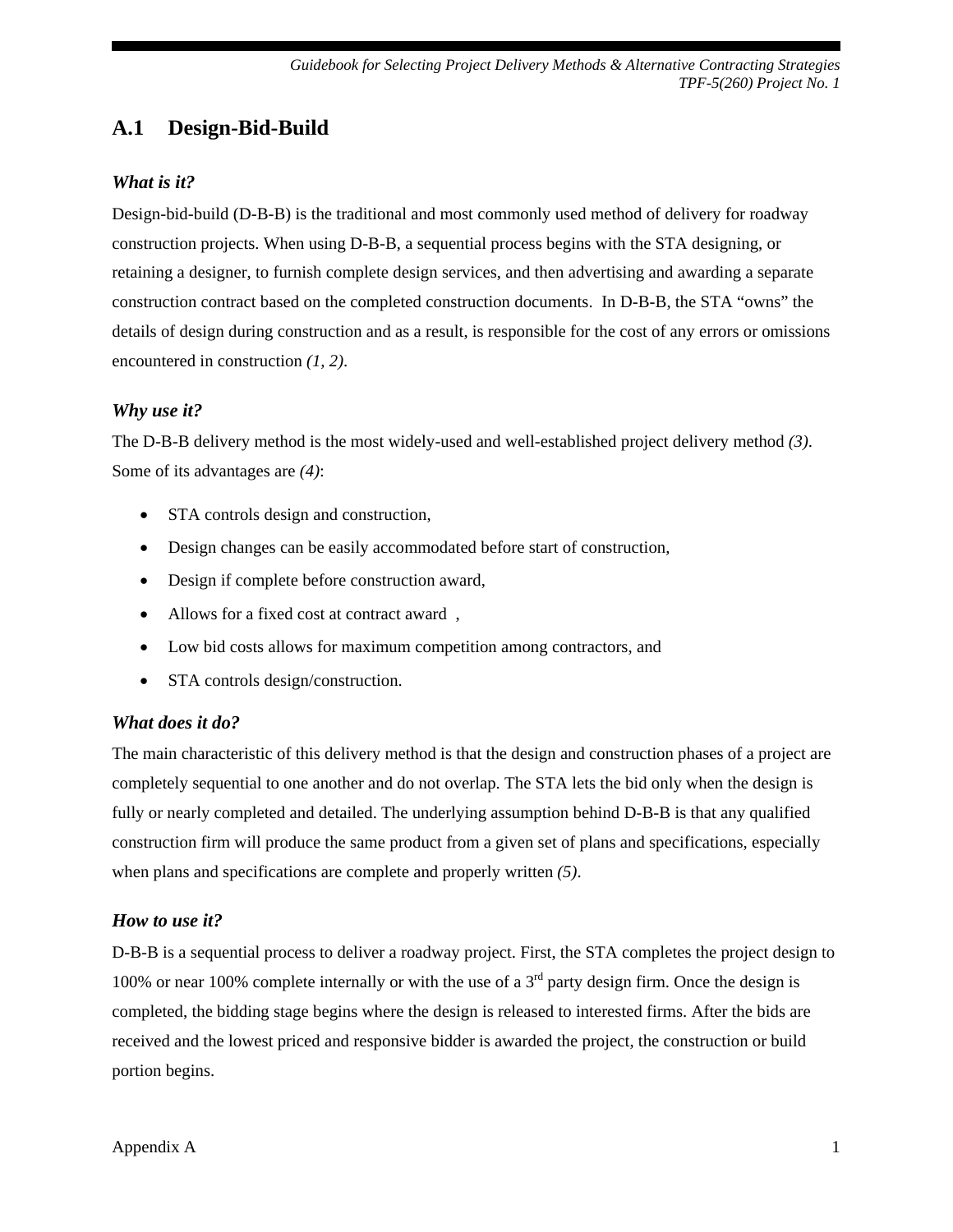## A.1 Design-Bid-Build

### *What is it?*

Design-bid-build (D-B-B) is the traditional and most commonly used method of delivery for roadway construction projects. When using D-B-B, a sequential process begins with the STA designing, or retaining a designer, to furnish complete design services, and then advertising and awarding a separate construction contract based on the completed construction documents. In D-B-B, the STA "owns" the details of design during construction and as a result, is responsible for the cost of any errors or omissions encountered in construction *(1, 2)*.

### *Why use it?*

The D-B-B delivery method is the most widely-used and well-established project delivery method *(3)*. Some of its advantages are *(4)*:

- STA controls design and construction,
- Design changes can be easily accommodated before start of construction,
- Design if complete before construction award,
- Allows for a fixed cost at contract award ,
- Low bid costs allows for maximum competition among contractors, and
- STA controls design/construction.

### *What does it do?*

The main characteristic of this delivery method is that the design and construction phases of a project are completely sequential to one another and do not overlap. The STA lets the bid only when the design is fully or nearly completed and detailed. The underlying assumption behind D-B-B is that any qualified construction firm will produce the same product from a given set of plans and specifications, especially when plans and specifications are complete and properly written *(5)*.

### *How to use it?*

D-B-B is a sequential process to deliver a roadway project. First, the STA completes the project design to 100% or near 100% complete internally or with the use of a 3rd party design firm. Once the design is completed, the bidding stage begins where the design is released to interested firms. After the bids are received and the lowest priced and responsive bidder is awarded the project, the construction or build portion begins.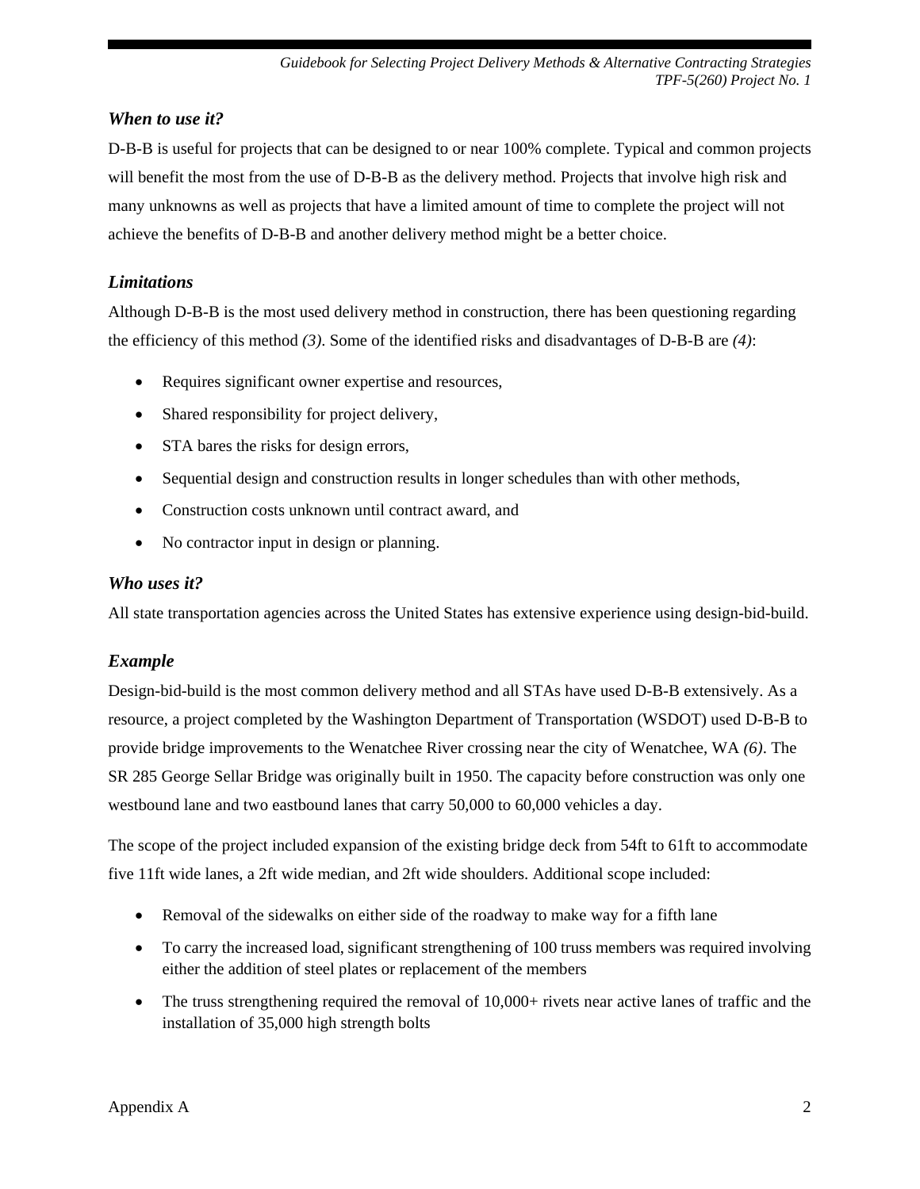### *When to use it?*

D-B-B is useful for projects that can be designed to or near 100% complete. Typical and common projects will benefit the most from the use of D-B-B as the delivery method. Projects that involve high risk and many unknowns as well as projects that have a limited amount of time to complete the project will not achieve the benefits of D-B-B and another delivery method might be a better choice.

### *Limitations*

Although D-B-B is the most used delivery method in construction, there has been questioning regarding the efficiency of this method *(3)*. Some of the identified risks and disadvantages of D-B-B are *(4)*:

- Requires significant owner expertise and resources,
- Shared responsibility for project delivery,
- STA bares the risks for design errors,
- Sequential design and construction results in longer schedules than with other methods,
- Construction costs unknown until contract award, and
- No contractor input in design or planning.

### *Who uses it?*

All state transportation agencies across the United States has extensive experience using design-bid-build.

### *Example*

Design-bid-build is the most common delivery method and all STAs have used D-B-B extensively. As a resource, a project completed by the Washington Department of Transportation (WSDOT) used D-B-B to provide bridge improvements to the Wenatchee River crossing near the city of Wenatchee, WA *(6)*. The SR 285 George Sellar Bridge was originally built in 1950. The capacity before construction was only one westbound lane and two eastbound lanes that carry 50,000 to 60,000 vehicles a day.

The scope of the project included expansion of the existing bridge deck from 54ft to 61ft to accommodate five 11ft wide lanes, a 2ft wide median, and 2ft wide shoulders. Additional scope included:

- Removal of the sidewalks on either side of the roadway to make way for a fifth lane
- To carry the increased load, significant strengthening of 100 truss members was required involving either the addition of steel plates or replacement of the members
- The truss strengthening required the removal of 10,000+ rivets near active lanes of traffic and the installation of 35,000 high strength bolts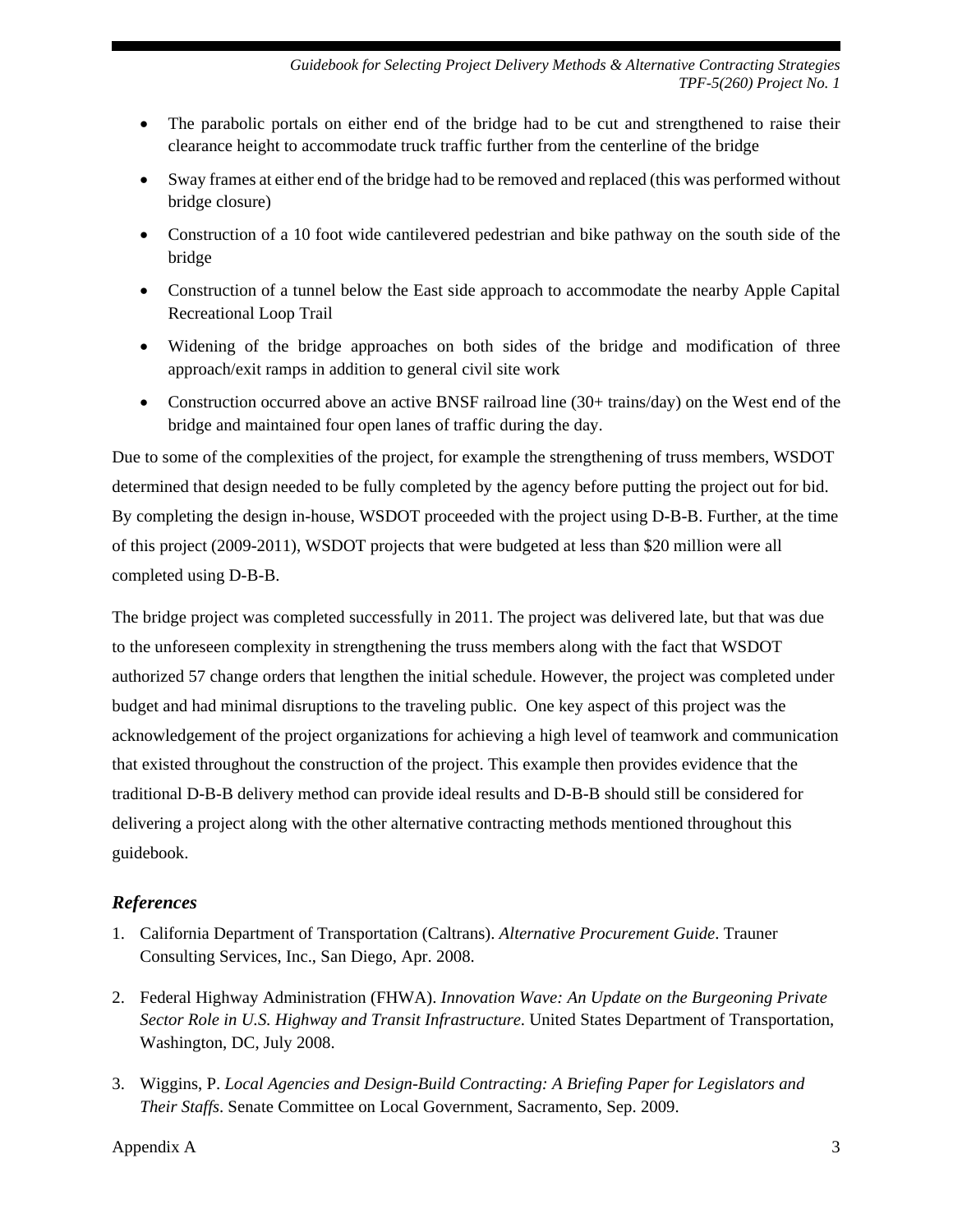- The parabolic portals on either end of the bridge had to be cut and strengthened to raise their clearance height to accommodate truck traffic further from the centerline of the bridge
- Sway frames at either end of the bridge had to be removed and replaced (this was performed without bridge closure)
- Construction of a 10 foot wide cantilevered pedestrian and bike pathway on the south side of the bridge
- Construction of a tunnel below the East side approach to accommodate the nearby Apple Capital Recreational Loop Trail
- Widening of the bridge approaches on both sides of the bridge and modification of three approach/exit ramps in addition to general civil site work
- Construction occurred above an active BNSF railroad line (30+ trains/day) on the West end of the bridge and maintained four open lanes of traffic during the day.

Due to some of the complexities of the project, for example the strengthening of truss members, WSDOT determined that design needed to be fully completed by the agency before putting the project out for bid. By completing the design in-house, WSDOT proceeded with the project using D-B-B. Further, at the time of this project (2009-2011), WSDOT projects that were budgeted at less than $20 million were all completed using D-B-B.

The bridge project was completed successfully in 2011. The project was delivered late, but that was due to the unforeseen complexity in strengthening the truss members along with the fact that WSDOT authorized 57 change orders that lengthen the initial schedule. However, the project was completed under budget and had minimal disruptions to the traveling public. One key aspect of this project was the acknowledgement of the project organizations for achieving a high level of teamwork and communication that existed throughout the construction of the project. This example then provides evidence that the traditional D-B-B delivery method can provide ideal results and D-B-B should still be considered for delivering a project along with the other alternative contracting methods mentioned throughout this guidebook.

## References

1. California Department of Transportation (Caltrans). *Alternative Procurement Guide*. Trauner Consulting Services, Inc., San Diego, Apr. 2008.
2. Federal Highway Administration (FHWA). *Innovation Wave: An Update on the Burgeoning Private Sector Role in U.S. Highway and Transit Infrastructure*. United States Department of Transportation, Washington, DC, July 2008.
3. Wiggins, P. *Local Agencies and Design-Build Contracting: A Briefing Paper for Legislators and Their Staffs*. Senate Committee on Local Government, Sacramento, Sep. 2009.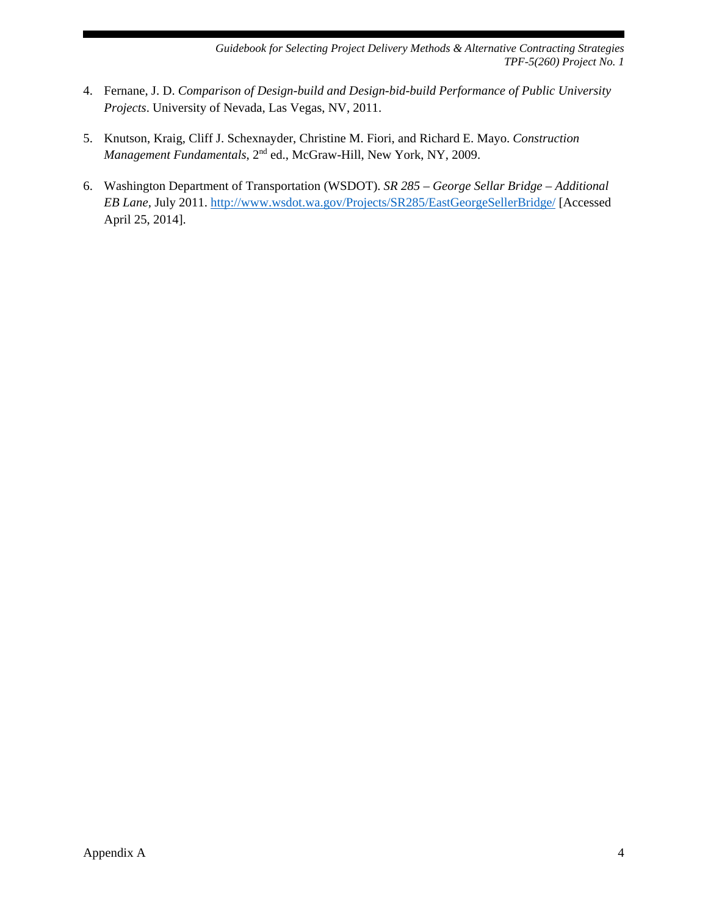4. Fernane, J. D. *Comparison of Design-build and Design-bid-build Performance of Public University Projects*. University of Nevada, Las Vegas, NV, 2011.

5. Knutson, Kraig, Cliff J. Schexnayder, Christine M. Fiori, and Richard E. Mayo. *Construction Management Fundamentals*, 2nd ed., McGraw-Hill, New York, NY, 2009.

6. Washington Department of Transportation (WSDOT). *SR 285 – George Sellar Bridge – Additional EB Lane,* July 2011. http://www.wsdot.wa.gov/Projects/SR285/EastGeorgeSellerBridge/ [Accessed April 25, 2014].